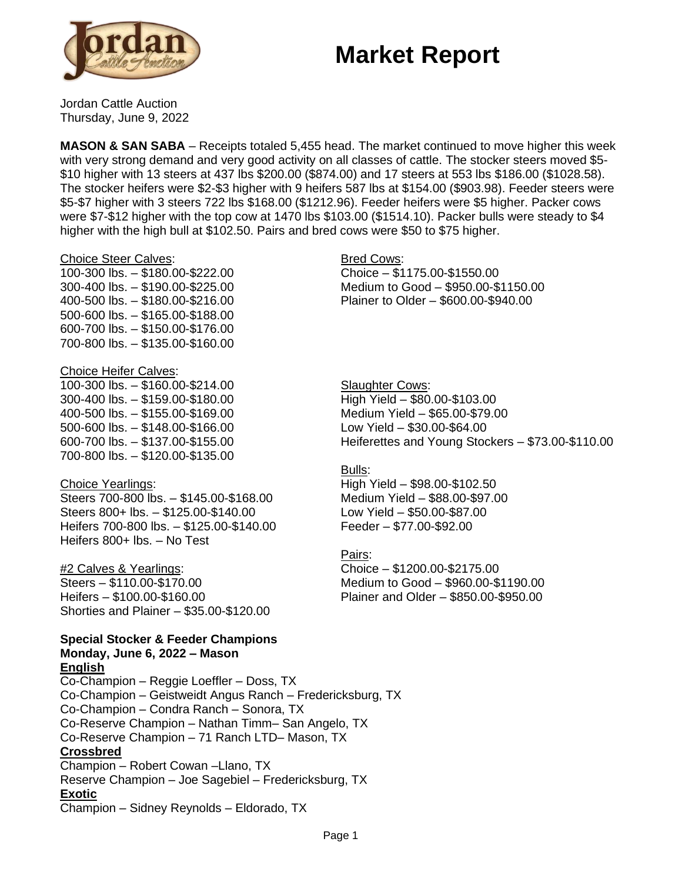# Market Report

Jordan Cattle Auction
Thursday, June 9, 2022

**MASON & SAN SABA** – Receipts totaled 5,455 head. The market continued to move higher this week with very strong demand and very good activity on all classes of cattle. The stocker steers moved $5-$10 higher with 13 steers at 437 lbs $200.00 ($874.00) and 17 steers at 553 lbs $186.00 ($1028.58). The stocker heifers were $2-$3 higher with 9 heifers 587 lbs at $154.00 ($903.98). Feeder steers were $5-$7 higher with 3 steers 722 lbs $168.00 ($1212.96). Feeder heifers were $5 higher. Packer cows were $7-$12 higher with the top cow at 1470 lbs $103.00 ($1514.10). Packer bulls were steady to $4 higher with the high bull at $102.50. Pairs and bred cows were $50 to $75 higher.

Choice Steer Calves:
100-300 lbs. – $180.00-$222.00
300-400 lbs. – $190.00-$225.00
400-500 lbs. – $180.00-$216.00
500-600 lbs. – $165.00-$188.00
600-700 lbs. – $150.00-$176.00
700-800 lbs. – $135.00-$160.00

Choice Heifer Calves:
100-300 lbs. – $160.00-$214.00
300-400 lbs. – $159.00-$180.00
400-500 lbs. – $155.00-$169.00
500-600 lbs. – $148.00-$166.00
600-700 lbs. – $137.00-$155.00
700-800 lbs. – $120.00-$135.00

Choice Yearlings:
Steers 700-800 lbs. – $145.00-$168.00
Steers 800+ lbs. – $125.00-$140.00
Heifers 700-800 lbs. – $125.00-$140.00
Heifers 800+ lbs. – No Test

#2 Calves & Yearlings:
Steers – $110.00-$170.00
Heifers – $100.00-$160.00
Shorties and Plainer – $35.00-$120.00

Bred Cows:
Choice – $1175.00-$1550.00
Medium to Good – $950.00-$1150.00
Plainer to Older – $600.00-$940.00

Slaughter Cows:
High Yield – $80.00-$103.00
Medium Yield – $65.00-$79.00
Low Yield – $30.00-$64.00
Heiferettes and Young Stockers – $73.00-$110.00

Bulls:
High Yield – $98.00-$102.50
Medium Yield – $88.00-$97.00
Low Yield – $50.00-$87.00
Feeder – $77.00-$92.00

Pairs:
Choice – $1200.00-$2175.00
Medium to Good – $960.00-$1190.00
Plainer and Older – $850.00-$950.00

**Special Stocker & Feeder Champions**
**Monday, June 6, 2022 – Mason**

**English**

Co-Champion – Reggie Loeffler – Doss, TX
Co-Champion – Geistweidt Angus Ranch – Fredericksburg, TX
Co-Champion – Condra Ranch – Sonora, TX
Co-Reserve Champion – Nathan Timm– San Angelo, TX
Co-Reserve Champion – 71 Ranch LTD– Mason, TX

**Crossbred**

Champion – Robert Cowan –Llano, TX
Reserve Champion – Joe Sagebiel – Fredericksburg, TX

**Exotic**

Champion – Sidney Reynolds – Eldorado, TX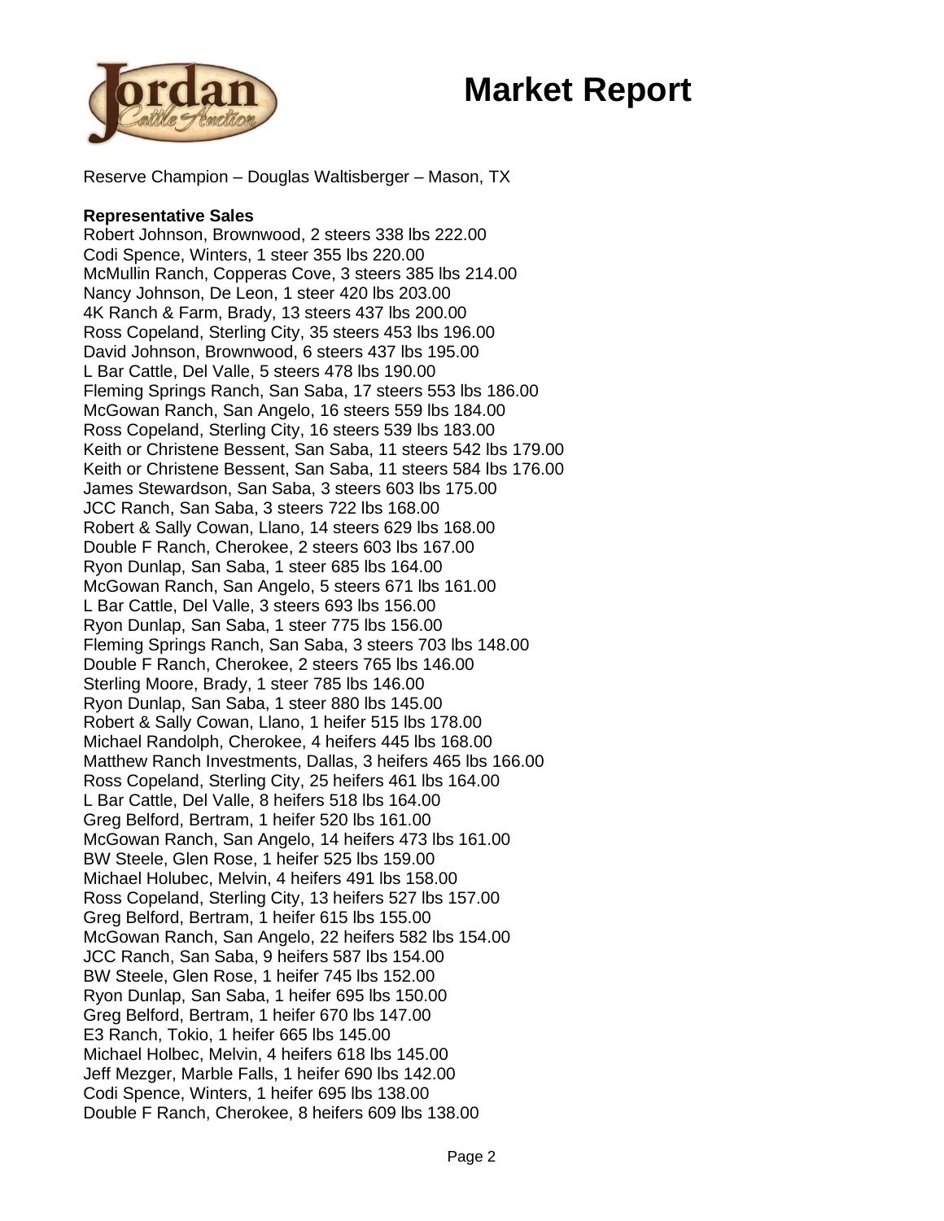# Market Report

Reserve Champion – Douglas Waltisberger – Mason, TX

**Representative Sales**

Robert Johnson, Brownwood, 2 steers 338 lbs 222.00
Codi Spence, Winters, 1 steer 355 lbs 220.00
McMullin Ranch, Copperas Cove, 3 steers 385 lbs 214.00
Nancy Johnson, De Leon, 1 steer 420 lbs 203.00
4K Ranch & Farm, Brady, 13 steers 437 lbs 200.00
Ross Copeland, Sterling City, 35 steers 453 lbs 196.00
David Johnson, Brownwood, 6 steers 437 lbs 195.00
L Bar Cattle, Del Valle, 5 steers 478 lbs 190.00
Fleming Springs Ranch, San Saba, 17 steers 553 lbs 186.00
McGowan Ranch, San Angelo, 16 steers 559 lbs 184.00
Ross Copeland, Sterling City, 16 steers 539 lbs 183.00
Keith or Christene Bessent, San Saba, 11 steers 542 lbs 179.00
Keith or Christene Bessent, San Saba, 11 steers 584 lbs 176.00
James Stewardson, San Saba, 3 steers 603 lbs 175.00
JCC Ranch, San Saba, 3 steers 722 lbs 168.00
Robert & Sally Cowan, Llano, 14 steers 629 lbs 168.00
Double F Ranch, Cherokee, 2 steers 603 lbs 167.00
Ryon Dunlap, San Saba, 1 steer 685 lbs 164.00
McGowan Ranch, San Angelo, 5 steers 671 lbs 161.00
L Bar Cattle, Del Valle, 3 steers 693 lbs 156.00
Ryon Dunlap, San Saba, 1 steer 775 lbs 156.00
Fleming Springs Ranch, San Saba, 3 steers 703 lbs 148.00
Double F Ranch, Cherokee, 2 steers 765 lbs 146.00
Sterling Moore, Brady, 1 steer 785 lbs 146.00
Ryon Dunlap, San Saba, 1 steer 880 lbs 145.00
Robert & Sally Cowan, Llano, 1 heifer 515 lbs 178.00
Michael Randolph, Cherokee, 4 heifers 445 lbs 168.00
Matthew Ranch Investments, Dallas, 3 heifers 465 lbs 166.00
Ross Copeland, Sterling City, 25 heifers 461 lbs 164.00
L Bar Cattle, Del Valle, 8 heifers 518 lbs 164.00
Greg Belford, Bertram, 1 heifer 520 lbs 161.00
McGowan Ranch, San Angelo, 14 heifers 473 lbs 161.00
BW Steele, Glen Rose, 1 heifer 525 lbs 159.00
Michael Holubec, Melvin, 4 heifers 491 lbs 158.00
Ross Copeland, Sterling City, 13 heifers 527 lbs 157.00
Greg Belford, Bertram, 1 heifer 615 lbs 155.00
McGowan Ranch, San Angelo, 22 heifers 582 lbs 154.00
JCC Ranch, San Saba, 9 heifers 587 lbs 154.00
BW Steele, Glen Rose, 1 heifer 745 lbs 152.00
Ryon Dunlap, San Saba, 1 heifer 695 lbs 150.00
Greg Belford, Bertram, 1 heifer 670 lbs 147.00
E3 Ranch, Tokio, 1 heifer 665 lbs 145.00
Michael Holbec, Melvin, 4 heifers 618 lbs 145.00
Jeff Mezger, Marble Falls, 1 heifer 690 lbs 142.00
Codi Spence, Winters, 1 heifer 695 lbs 138.00
Double F Ranch, Cherokee, 8 heifers 609 lbs 138.00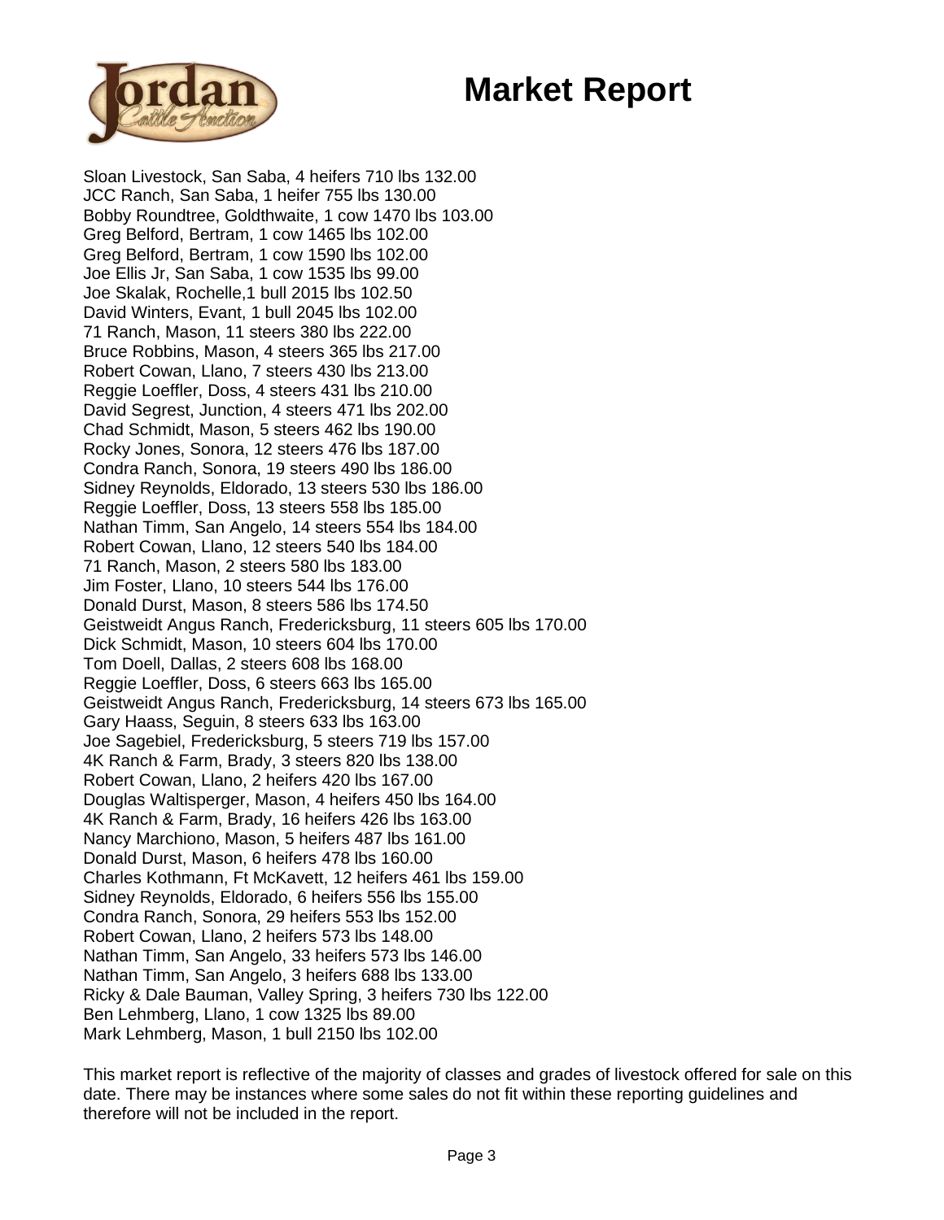# Market Report

Sloan Livestock, San Saba, 4 heifers 710 lbs 132.00
JCC Ranch, San Saba, 1 heifer 755 lbs 130.00
Bobby Roundtree, Goldthwaite, 1 cow 1470 lbs 103.00
Greg Belford, Bertram, 1 cow 1465 lbs 102.00
Greg Belford, Bertram, 1 cow 1590 lbs 102.00
Joe Ellis Jr, San Saba, 1 cow 1535 lbs 99.00
Joe Skalak, Rochelle,1 bull 2015 lbs 102.50
David Winters, Evant, 1 bull 2045 lbs 102.00
71 Ranch, Mason, 11 steers 380 lbs 222.00
Bruce Robbins, Mason, 4 steers 365 lbs 217.00
Robert Cowan, Llano, 7 steers 430 lbs 213.00
Reggie Loeffler, Doss, 4 steers 431 lbs 210.00
David Segrest, Junction, 4 steers 471 lbs 202.00
Chad Schmidt, Mason, 5 steers 462 lbs 190.00
Rocky Jones, Sonora, 12 steers 476 lbs 187.00
Condra Ranch, Sonora, 19 steers 490 lbs 186.00
Sidney Reynolds, Eldorado, 13 steers 530 lbs 186.00
Reggie Loeffler, Doss, 13 steers 558 lbs 185.00
Nathan Timm, San Angelo, 14 steers 554 lbs 184.00
Robert Cowan, Llano, 12 steers 540 lbs 184.00
71 Ranch, Mason, 2 steers 580 lbs 183.00
Jim Foster, Llano, 10 steers 544 lbs 176.00
Donald Durst, Mason, 8 steers 586 lbs 174.50
Geistweidt Angus Ranch, Fredericksburg, 11 steers 605 lbs 170.00
Dick Schmidt, Mason, 10 steers 604 lbs 170.00
Tom Doell, Dallas, 2 steers 608 lbs 168.00
Reggie Loeffler, Doss, 6 steers 663 lbs 165.00
Geistweidt Angus Ranch, Fredericksburg, 14 steers 673 lbs 165.00
Gary Haass, Seguin, 8 steers 633 lbs 163.00
Joe Sagebiel, Fredericksburg, 5 steers 719 lbs 157.00
4K Ranch & Farm, Brady, 3 steers 820 lbs 138.00
Robert Cowan, Llano, 2 heifers 420 lbs 167.00
Douglas Waltisperger, Mason, 4 heifers 450 lbs 164.00
4K Ranch & Farm, Brady, 16 heifers 426 lbs 163.00
Nancy Marchiono, Mason, 5 heifers 487 lbs 161.00
Donald Durst, Mason, 6 heifers 478 lbs 160.00
Charles Kothmann, Ft McKavett, 12 heifers 461 lbs 159.00
Sidney Reynolds, Eldorado, 6 heifers 556 lbs 155.00
Condra Ranch, Sonora, 29 heifers 553 lbs 152.00
Robert Cowan, Llano, 2 heifers 573 lbs 148.00
Nathan Timm, San Angelo, 33 heifers 573 lbs 146.00
Nathan Timm, San Angelo, 3 heifers 688 lbs 133.00
Ricky & Dale Bauman, Valley Spring, 3 heifers 730 lbs 122.00
Ben Lehmberg, Llano, 1 cow 1325 lbs 89.00
Mark Lehmberg, Mason, 1 bull 2150 lbs 102.00

This market report is reflective of the majority of classes and grades of livestock offered for sale on this date. There may be instances where some sales do not fit within these reporting guidelines and therefore will not be included in the report.